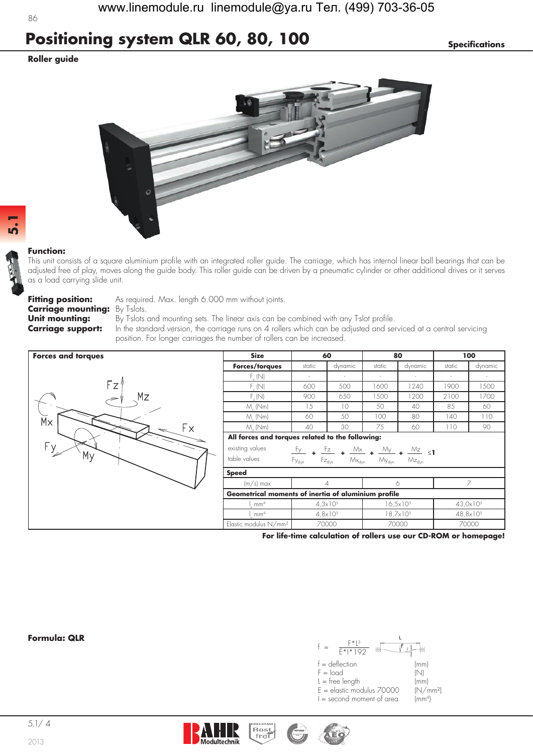# Positioning system QLR 60, 80, 100

Specifications

## Roller guide

**Function:**
This unit consists of a square aluminium profile with an integrated roller guide. The carriage, which has internal linear ball bearings that can be adjusted free of play, moves along the guide body. This roller guide can be driven by a pneumatic cylinder or other additional drives or it serves as a load carrying slide unit.

**Fitting position:** As required. Max. length 6.000 mm without joints.
**Carriage mounting:** By T-slots.
**Unit mounting:** By T-slots and mounting sets. The linear axis can be combined with any T-slot profile.
**Carriage support:** In the standard version, the carriage runs on 4 rollers which can be adjusted and serviced at a central servicing position. For longer carriages the number of rollers can be increased.

**Forces and torques**

| Size | 60 | | 80 | | 100 | |
|---|---|---|---|---|---|---|
| **Forces/torques** | static | dynamic | static | dynamic | static | dynamic |
| $F_x$ (N) | - | - | - | - | - | - |
| $F_y$ (N) | 600 | 500 | 1600 | 1240 | 1900 | 1500 |
| $F_z$ (N) | 900 | 650 | 1500 | 1200 | 2100 | 1700 |
| $M_x$ (Nm) | 15 | 10 | 50 | 40 | 85 | 60 |
| $M_y$ (Nm) | 60 | 50 | 100 | 80 | 140 | 110 |
| $M_z$ (Nm) | 40 | 30 | 75 | 60 | 110 | 90 |
| **All forces and torques related to the following:** | | | | | | |
| **Speed** | | | | | | |
| (m/s) max | 4 | | 6 | | 7 | |
| **Geometrical moments of inertia of aluminium profile** | | | | | | |
| $I_x$ mm⁴ | $4{,}3\times10^5$ | | $16{,}5\times10^5$ | | $43{,}0\times10^5$ | |
| $I_y$ mm⁴ | $4{,}8\times10^5$ | | $18{,}7\times10^5$ | | $48{,}8\times10^5$ | |
| Elastic modulus N/mm² | 70000 | | 70000 | | 70000 | |

existing values / table values:

$$\frac{Fy}{Fy_{dyn}} + \frac{Fz}{Fz_{dyn}} + \frac{Mx}{Mx_{dyn}} + \frac{My}{My_{dyn}} + \frac{Mz}{Mz_{dyn}} \leq 1$$

**For life-time calculation of rollers use our CD-ROM or homepage!**

**Formula: QLR**

$$f = \frac{F*L^3}{E*I*192}$$

| | |
|---|---|
| f = deflection | (mm) |
| F = load | (N) |
| L = free length | (mm) |
| E = elastic modulus 70000 | (N/mm²) |
| I = second moment of area | (mm⁴) |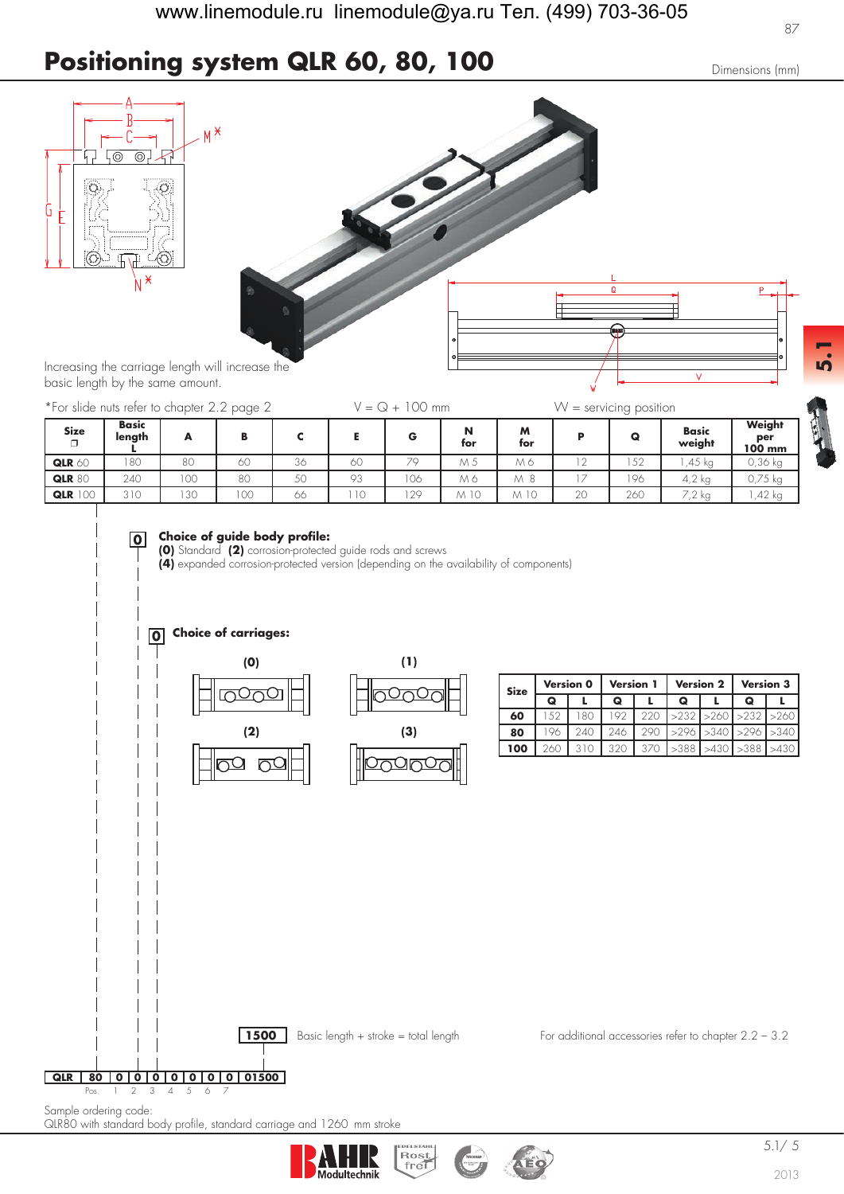www.linemodule.ru linemodule@ya.ru Тел. (499) 703-36-05

# Positioning system QLR 60, 80, 100

Dimensions (mm)

Increasing the carriage length will increase the basic length by the same amount.

*For slide nuts refer to chapter 2.2 page 2

V = Q + 100 mm

W = servicing position

| Size | Basic length L | A | B | C | E | G | N for | M for | P | Q | Basic weight | Weight per 100 mm |
|---|---|---|---|---|---|---|---|---|---|---|---|---|
| **QLR** 60 | 180 | 80 | 60 | 36 | 60 | 79 | M 5 | M 6 | 12 | 152 | 1,45 kg | 0,36 kg |
| **QLR** 80 | 240 | 100 | 80 | 50 | 93 | 106 | M 6 | M 8 | 17 | 196 | 4,2 kg | 0,75 kg |
| **QLR** 100 | 310 | 130 | 100 | 66 | 110 | 129 | M 10 | M 10 | 20 | 260 | 7,2 kg | 1,42 kg |

**0** **Choice of guide body profile:**
**(0)** Standard **(2)** corrosion-protected guide rods and screws
**(4)** expanded corrosion-protected version (depending on the availability of components)

**0** **Choice of carriages:**

(0) (1) (2) (3)

| Size | Version 0 | | Version 1 | | Version 2 | | Version 3 | |
|---|---|---|---|---|---|---|---|---|
| | Q | L | Q | L | Q | L | Q | L |
| 60 | 152 | 180 | 192 | 220 | >232 | >260 | >232 | >260 |
| 80 | 196 | 240 | 246 | 290 | >296 | >340 | >296 | >340 |
| 100 | 260 | 310 | 320 | 370 | >388 | >430 | >388 | >430 |

**1500** Basic length + stroke = total length

For additional accessories refer to chapter 2.2 – 3.2

| QLR | 80 | 0 | 0 | 0 | 0 | 0 | 0 | 0 | 01500 |
|---|---|---|---|---|---|---|---|---|---|
| Pos. | 1 | 2 | 3 | 4 | 5 | 6 | 7 | | |

Sample ordering code:
QLR80 with standard body profile, standard carriage and 1260 mm stroke